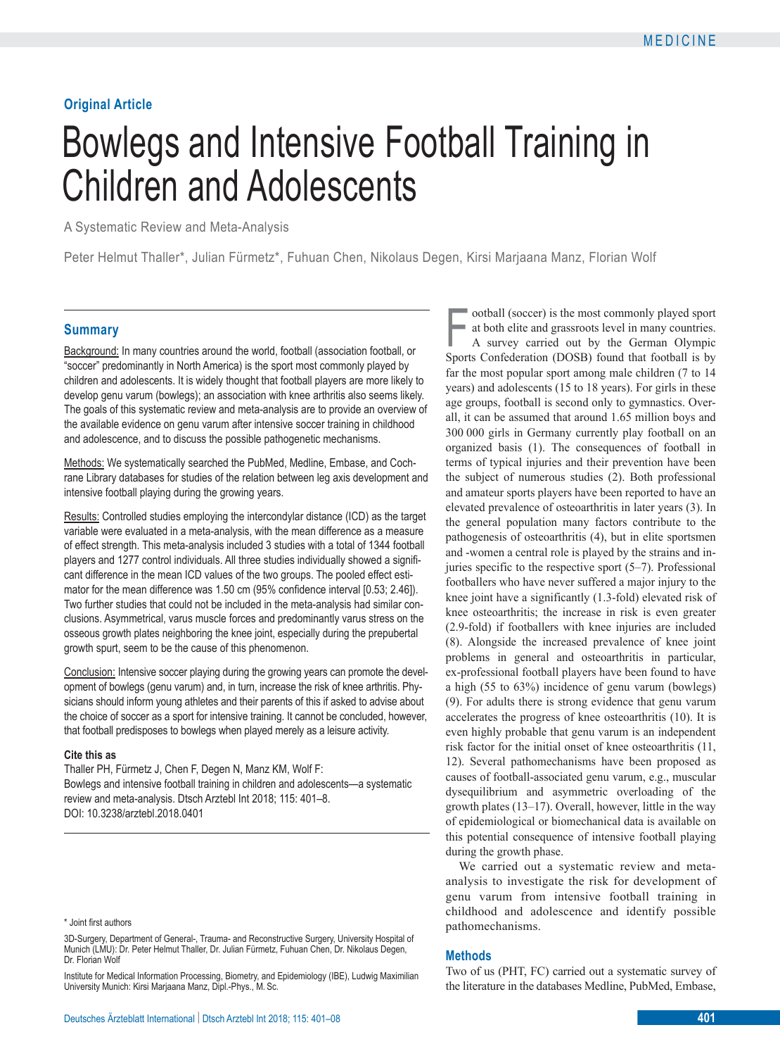Original Article

# Bowlegs and Intensive Football Training in Children and Adolescents

A Systematic Review and Meta-Analysis

Peter Helmut Thaller*, Julian Fürmetz*, Fuhuan Chen, Nikolaus Degen, Kirsi Marjaana Manz, Florian Wolf

## Summary

Background: In many countries around the world, football (association football, or "soccer" predominantly in North America) is the sport most commonly played by children and adolescents. It is widely thought that football players are more likely to develop genu varum (bowlegs); an association with knee arthritis also seems likely. The goals of this systematic review and meta-analysis are to provide an overview of the available evidence on genu varum after intensive soccer training in childhood and adolescence, and to discuss the possible pathogenetic mechanisms.

Methods: We systematically searched the PubMed, Medline, Embase, and Cochrane Library databases for studies of the relation between leg axis development and intensive football playing during the growing years.

Results: Controlled studies employing the intercondylar distance (ICD) as the target variable were evaluated in a meta-analysis, with the mean difference as a measure of effect strength. This meta-analysis included 3 studies with a total of 1344 football players and 1277 control individuals. All three studies individually showed a significant difference in the mean ICD values of the two groups. The pooled effect estimator for the mean difference was 1.50 cm (95% confidence interval [0.53; 2.46]). Two further studies that could not be included in the meta-analysis had similar conclusions. Asymmetrical, varus muscle forces and predominantly varus stress on the osseous growth plates neighboring the knee joint, especially during the prepubertal growth spurt, seem to be the cause of this phenomenon.

Conclusion: Intensive soccer playing during the growing years can promote the development of bowlegs (genu varum) and, in turn, increase the risk of knee arthritis. Physicians should inform young athletes and their parents of this if asked to advise about the choice of soccer as a sport for intensive training. It cannot be concluded, however, that football predisposes to bowlegs when played merely as a leisure activity.

**Cite this as**

Thaller PH, Fürmetz J, Chen F, Degen N, Manz KM, Wolf F: Bowlegs and intensive football training in children and adolescents—a systematic review and meta-analysis. Dtsch Arztebl Int 2018; 115: 401–8. DOI: 10.3238/arztebl.2018.0401

\* Joint first authors

3D-Surgery, Department of General-, Trauma- and Reconstructive Surgery, University Hospital of Munich (LMU): Dr. Peter Helmut Thaller, Dr. Julian Fürmetz, Fuhuan Chen, Dr. Nikolaus Degen, Dr. Florian Wolf

Institute for Medical Information Processing, Biometry, and Epidemiology (IBE), Ludwig Maximilian University Munich: Kirsi Marjaana Manz, Dipl.-Phys., M. Sc.

Football (soccer) is the most commonly played sport at both elite and grassroots level in many countries. A survey carried out by the German Olympic Sports Confederation (DOSB) found that football is by far the most popular sport among male children (7 to 14 years) and adolescents (15 to 18 years). For girls in these age groups, football is second only to gymnastics. Overall, it can be assumed that around 1.65 million boys and 300 000 girls in Germany currently play football on an organized basis (1). The consequences of football in terms of typical injuries and their prevention have been the subject of numerous studies (2). Both professional and amateur sports players have been reported to have an elevated prevalence of osteoarthritis in later years (3). In the general population many factors contribute to the pathogenesis of osteoarthritis (4), but in elite sportsmen and -women a central role is played by the strains and injuries specific to the respective sport (5–7). Professional footballers who have never suffered a major injury to the knee joint have a significantly (1.3-fold) elevated risk of knee osteoarthritis; the increase in risk is even greater (2.9-fold) if footballers with knee injuries are included (8). Alongside the increased prevalence of knee joint problems in general and osteoarthritis in particular, ex-professional football players have been found to have a high (55 to 63%) incidence of genu varum (bowlegs) (9). For adults there is strong evidence that genu varum accelerates the progress of knee osteoarthritis (10). It is even highly probable that genu varum is an independent risk factor for the initial onset of knee osteoarthritis (11, 12). Several pathomechanisms have been proposed as causes of football-associated genu varum, e.g., muscular dysequilibrium and asymmetric overloading of the growth plates (13–17). Overall, however, little in the way of epidemiological or biomechanical data is available on this potential consequence of intensive football playing during the growth phase.

We carried out a systematic review and meta-analysis to investigate the risk for development of genu varum from intensive football training in childhood and adolescence and identify possible pathomechanisms.

## Methods

Two of us (PHT, FC) carried out a systematic survey of the literature in the databases Medline, PubMed, Embase,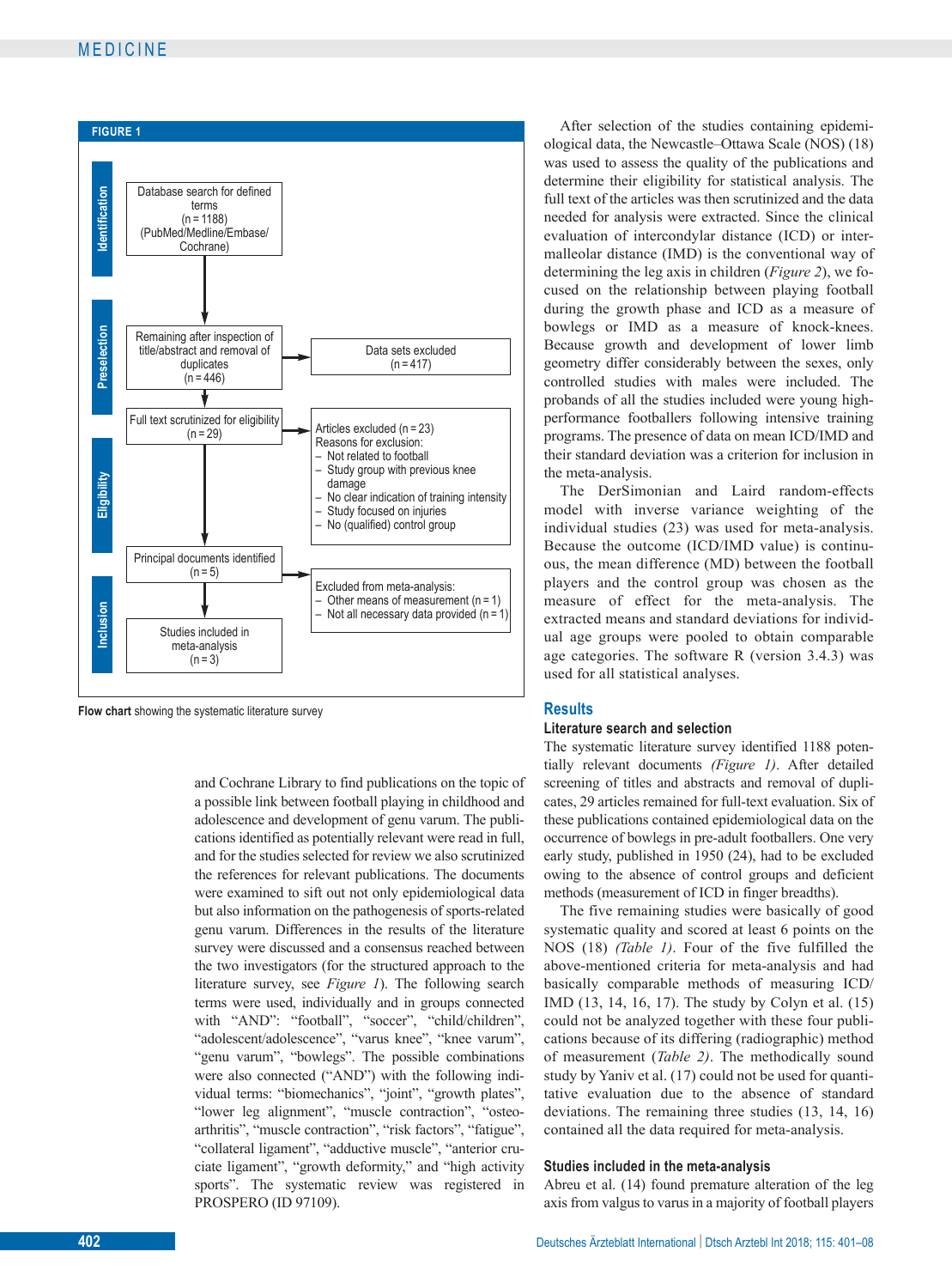**FIGURE 1**

| Stage | Flow | Excluded |
|---|---|---|
| Identification | Database search for defined terms (n = 1188) (PubMed/Medline/Embase/Cochrane) | |
| Preselection | Remaining after inspection of title/abstract and removal of duplicates (n = 446) | Data sets excluded (n = 417) |
| Eligibility | Full text scrutinized for eligibility (n = 29) | Articles excluded (n = 23) Reasons for exclusion: – Not related to football – Study group with previous knee damage – No clear indication of training intensity – Study focused on injuries – No (qualified) control group |
| Inclusion | Principal documents identified (n = 5) | Excluded from meta-analysis: – Other means of measurement (n = 1) – Not all necessary data provided (n = 1) |
| Inclusion | Studies included in meta-analysis (n = 3) | |

**Flow chart** showing the systematic literature survey

and Cochrane Library to find publications on the topic of a possible link between football playing in childhood and adolescence and development of genu varum. The publications identified as potentially relevant were read in full, and for the studies selected for review we also scrutinized the references for relevant publications. The documents were examined to sift out not only epidemiological data but also information on the pathogenesis of sports-related genu varum. Differences in the results of the literature survey were discussed and a consensus reached between the two investigators (for the structured approach to the literature survey, see *Figure 1*). The following search terms were used, individually and in groups connected with "AND": "football", "soccer", "child/children", "adolescent/adolescence", "varus knee", "knee varum", "genu varum", "bowlegs". The possible combinations were also connected ("AND") with the following individual terms: "biomechanics", "joint", "growth plates", "lower leg alignment", "muscle contraction", "osteoarthritis", "muscle contraction", "risk factors", "fatigue", "collateral ligament", "adductive muscle", "anterior cruciate ligament", "growth deformity," and "high activity sports". The systematic review was registered in PROSPERO (ID 97109).

After selection of the studies containing epidemiological data, the Newcastle–Ottawa Scale (NOS) (18) was used to assess the quality of the publications and determine their eligibility for statistical analysis. The full text of the articles was then scrutinized and the data needed for analysis were extracted. Since the clinical evaluation of intercondylar distance (ICD) or intermalleolar distance (IMD) is the conventional way of determining the leg axis in children (*Figure 2*), we focused on the relationship between playing football during the growth phase and ICD as a measure of bowlegs or IMD as a measure of knock-knees. Because growth and development of lower limb geometry differ considerably between the sexes, only controlled studies with males were included. The probands of all the studies included were young high-performance footballers following intensive training programs. The presence of data on mean ICD/IMD and their standard deviation was a criterion for inclusion in the meta-analysis.

The DerSimonian and Laird random-effects model with inverse variance weighting of the individual studies (23) was used for meta-analysis. Because the outcome (ICD/IMD value) is continuous, the mean difference (MD) between the football players and the control group was chosen as the measure of effect for the meta-analysis. The extracted means and standard deviations for individual age groups were pooled to obtain comparable age categories. The software R (version 3.4.3) was used for all statistical analyses.

## Results

### Literature search and selection

The systematic literature survey identified 1188 potentially relevant documents *(Figure 1)*. After detailed screening of titles and abstracts and removal of duplicates, 29 articles remained for full-text evaluation. Six of these publications contained epidemiological data on the occurrence of bowlegs in pre-adult footballers. One very early study, published in 1950 (24), had to be excluded owing to the absence of control groups and deficient methods (measurement of ICD in finger breadths).

The five remaining studies were basically of good systematic quality and scored at least 6 points on the NOS (18) *(Table 1)*. Four of the five fulfilled the above-mentioned criteria for meta-analysis and had basically comparable methods of measuring ICD/IMD (13, 14, 16, 17). The study by Colyn et al. (15) could not be analyzed together with these four publications because of its differing (radiographic) method of measurement (*Table 2*). The methodically sound study by Yaniv et al. (17) could not be used for quantitative evaluation due to the absence of standard deviations. The remaining three studies (13, 14, 16) contained all the data required for meta-analysis.

### Studies included in the meta-analysis

Abreu et al. (14) found premature alteration of the leg axis from valgus to varus in a majority of football players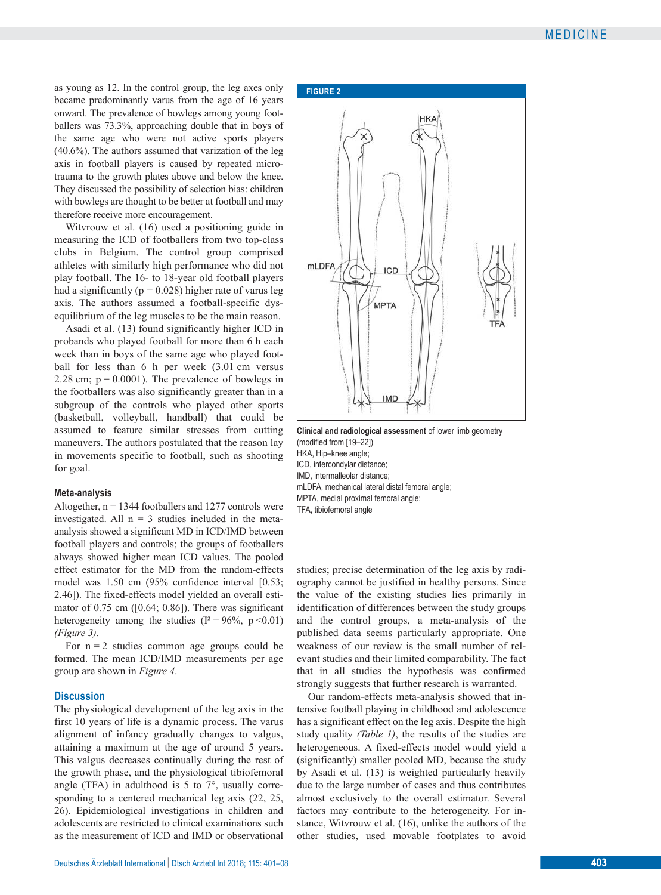as young as 12. In the control group, the leg axes only became predominantly varus from the age of 16 years onward. The prevalence of bowlegs among young footballers was 73.3%, approaching double that in boys of the same age who were not active sports players (40.6%). The authors assumed that varization of the leg axis in football players is caused by repeated microtrauma to the growth plates above and below the knee. They discussed the possibility of selection bias: children with bowlegs are thought to be better at football and may therefore receive more encouragement.

Witvrouw et al. (16) used a positioning guide in measuring the ICD of footballers from two top-class clubs in Belgium. The control group comprised athletes with similarly high performance who did not play football. The 16- to 18-year old football players had a significantly ($p = 0.028$) higher rate of varus leg axis. The authors assumed a football-specific dysequilibrium of the leg muscles to be the main reason.

Asadi et al. (13) found significantly higher ICD in probands who played football for more than 6 h each week than in boys of the same age who played football for less than 6 h per week (3.01 cm versus 2.28 cm; $p = 0.0001$). The prevalence of bowlegs in the footballers was also significantly greater than in a subgroup of the controls who played other sports (basketball, volleyball, handball) that could be assumed to feature similar stresses from cutting maneuvers. The authors postulated that the reason lay in movements specific to football, such as shooting for goal.

### Meta-analysis

Altogether, n = 1344 footballers and 1277 controls were investigated. All n = 3 studies included in the meta-analysis showed a significant MD in ICD/IMD between football players and controls; the groups of footballers always showed higher mean ICD values. The pooled effect estimator for the MD from the random-effects model was 1.50 cm (95% confidence interval [0.53; 2.46]). The fixed-effects model yielded an overall estimator of 0.75 cm ([0.64; 0.86]). There was significant heterogeneity among the studies ($I^2 = 96\%$, $p < 0.01$) *(Figure 3)*.

For n = 2 studies common age groups could be formed. The mean ICD/IMD measurements per age group are shown in *Figure 4*.

**FIGURE 2**

**Clinical and radiological assessment** of lower limb geometry (modified from [19–22])
HKA, Hip–knee angle;
ICD, intercondylar distance;
IMD, intermalleolar distance;
mLDFA, mechanical lateral distal femoral angle;
MPTA, medial proximal femoral angle;
TFA, tibiofemoral angle

## Discussion

The physiological development of the leg axis in the first 10 years of life is a dynamic process. The varus alignment of infancy gradually changes to valgus, attaining a maximum at the age of around 5 years. This valgus decreases continually during the rest of the growth phase, and the physiological tibiofemoral angle (TFA) in adulthood is 5 to 7°, usually corresponding to a centered mechanical leg axis (22, 25, 26). Epidemiological investigations in children and adolescents are restricted to clinical examinations such as the measurement of ICD and IMD or observational studies; precise determination of the leg axis by radiography cannot be justified in healthy persons. Since the value of the existing studies lies primarily in identification of differences between the study groups and the control groups, a meta-analysis of the published data seems particularly appropriate. One weakness of our review is the small number of relevant studies and their limited comparability. The fact that in all studies the hypothesis was confirmed strongly suggests that further research is warranted.

Our random-effects meta-analysis showed that intensive football playing in childhood and adolescence has a significant effect on the leg axis. Despite the high study quality *(Table 1)*, the results of the studies are heterogeneous. A fixed-effects model would yield a (significantly) smaller pooled MD, because the study by Asadi et al. (13) is weighted particularly heavily due to the large number of cases and thus contributes almost exclusively to the overall estimator. Several factors may contribute to the heterogeneity. For instance, Witvrouw et al. (16), unlike the authors of the other studies, used movable footplates to avoid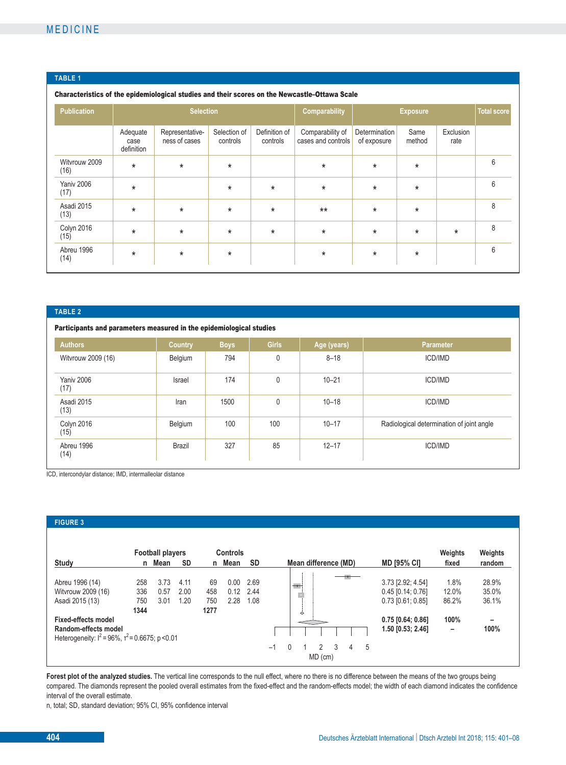**TABLE 1**

**Characteristics of the epidemiological studies and their scores on the Newcastle–Ottawa Scale**

| Publication | Selection | | | | Comparability | Exposure | | | Total score |
|---|---|---|---|---|---|---|---|---|---|
| | Adequate case definition | Representative­ness of cases | Selection of controls | Definition of controls | Comparability of cases and controls | Determination of exposure | Same method | Exclusion rate | |
| Witvrouw 2009 (16) | * | * | * | | * | * | * | | 6 |
| Yaniv 2006 (17) | * | | * | * | * | * | * | | 6 |
| Asadi 2015 (13) | * | * | * | * | ** | * | * | | 8 |
| Colyn 2016 (15) | * | * | * | * | * | * | * | * | 8 |
| Abreu 1996 (14) | * | * | * | | * | * | * | | 6 |

**TABLE 2**

**Participants and parameters measured in the epidemiological studies**

| Authors | Country | Boys | Girls | Age (years) | Parameter |
|---|---|---|---|---|---|
| Witvrouw 2009 (16) | Belgium | 794 | 0 | 8–18 | ICD/IMD |
| Yaniv 2006 (17) | Israel | 174 | 0 | 10–21 | ICD/IMD |
| Asadi 2015 (13) | Iran | 1500 | 0 | 10–18 | ICD/IMD |
| Colyn 2016 (15) | Belgium | 100 | 100 | 10–17 | Radiological determination of joint angle |
| Abreu 1996 (14) | Brazil | 327 | 85 | 12–17 | ICD/IMD |

ICD, intercondylar distance; IMD, intermalleolar distance

**FIGURE 3**

| Study | Football players n | Mean | SD | Controls n | Mean | SD | MD [95% CI] | Weights fixed | Weights random |
|---|---|---|---|---|---|---|---|---|---|
| Abreu 1996 (14) | 258 | 3.73 | 4.11 | 69 | 0.00 | 2.69 | 3.73 [2.92; 4.54] | 1.8% | 28.9% |
| Witvrouw 2009 (16) | 336 | 0.57 | 2.00 | 458 | 0.12 | 2.44 | 0.45 [0.14; 0.76] | 12.0% | 35.0% |
| Asadi 2015 (13) | 750 | 3.01 | 1.20 | 750 | 2.28 | 1.08 | 0.73 [0.61; 0.85] | 86.2% | 36.1% |
| | **1344** | | | **1277** | | | | | |
| **Fixed-effects model** | | | | | | | **0.75 [0.64; 0.86]** | **100%** | **–** |
| **Random-effects model** | | | | | | | **1.50 [0.53; 2.46]** | **–** | **100%** |

Heterogeneity: $I^2 = 96\%$, $\tau^2 = 0.6675$; $p < 0.01$

**Forest plot of the analyzed studies.** The vertical line corresponds to the null effect, where no there is no difference between the means of the two groups being compared. The diamonds represent the pooled overall estimates from the fixed-effect and the random-effects model; the width of each diamond indicates the confidence interval of the overall estimate.

n, total; SD, standard deviation; 95% CI, 95% confidence interval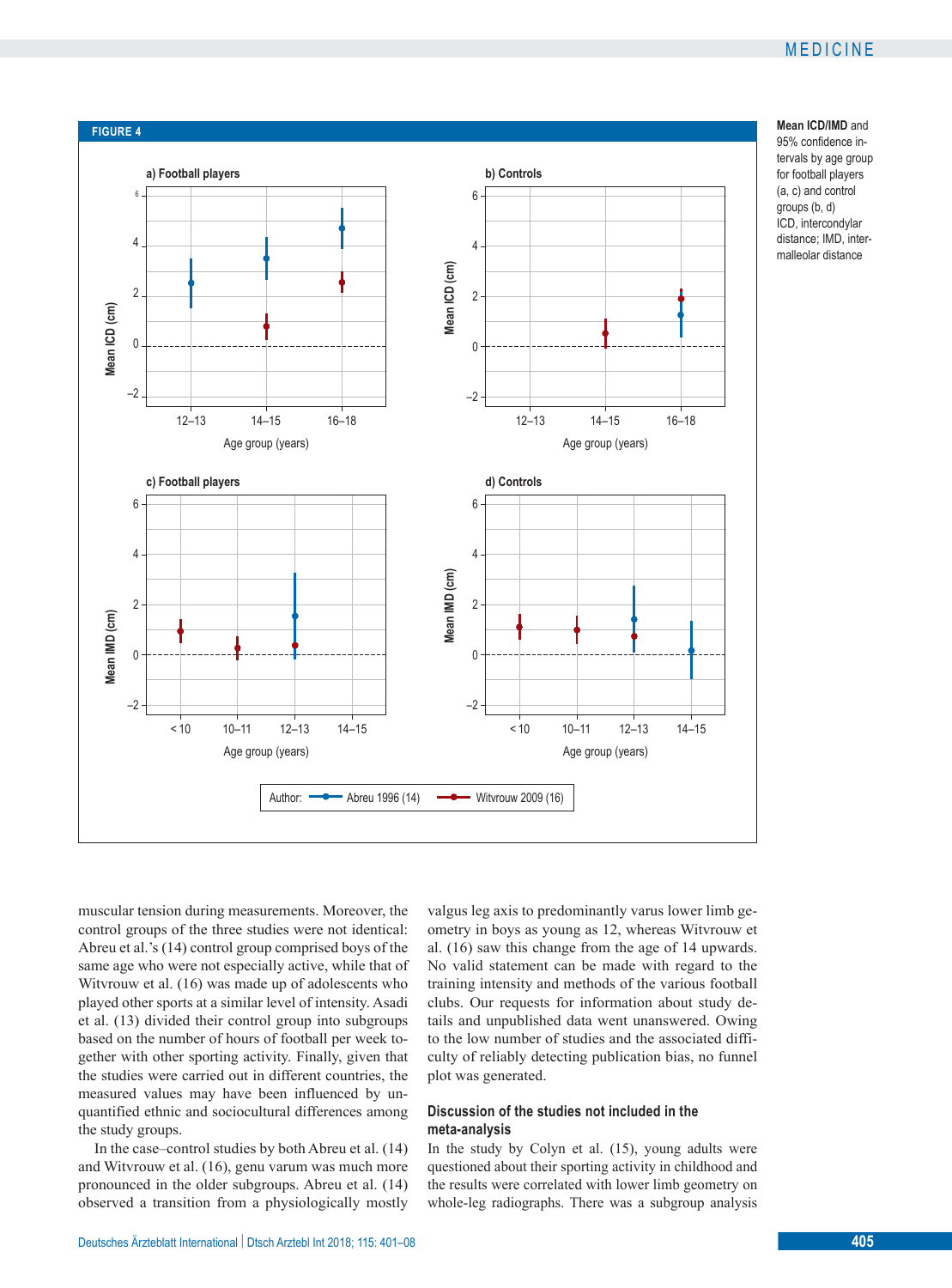**FIGURE 4**

**Mean ICD/IMD** and 95% confidence intervals by age group for football players (a, c) and control groups (b, d)
ICD, intercondylar distance; IMD, intermalleolar distance

muscular tension during measurements. Moreover, the control groups of the three studies were not identical: Abreu et al.'s (14) control group comprised boys of the same age who were not especially active, while that of Witvrouw et al. (16) was made up of adolescents who played other sports at a similar level of intensity. Asadi et al. (13) divided their control group into subgroups based on the number of hours of football per week together with other sporting activity. Finally, given that the studies were carried out in different countries, the measured values may have been influenced by unquantified ethnic and sociocultural differences among the study groups.

In the case–control studies by both Abreu et al. (14) and Witvrouw et al. (16), genu varum was much more pronounced in the older subgroups. Abreu et al. (14) observed a transition from a physiologically mostly valgus leg axis to predominantly varus lower limb geometry in boys as young as 12, whereas Witvrouw et al. (16) saw this change from the age of 14 upwards. No valid statement can be made with regard to the training intensity and methods of the various football clubs. Our requests for information about study details and unpublished data went unanswered. Owing to the low number of studies and the associated difficulty of reliably detecting publication bias, no funnel plot was generated.

### Discussion of the studies not included in the meta-analysis

In the study by Colyn et al. (15), young adults were questioned about their sporting activity in childhood and the results were correlated with lower limb geometry on whole-leg radiographs. There was a subgroup analysis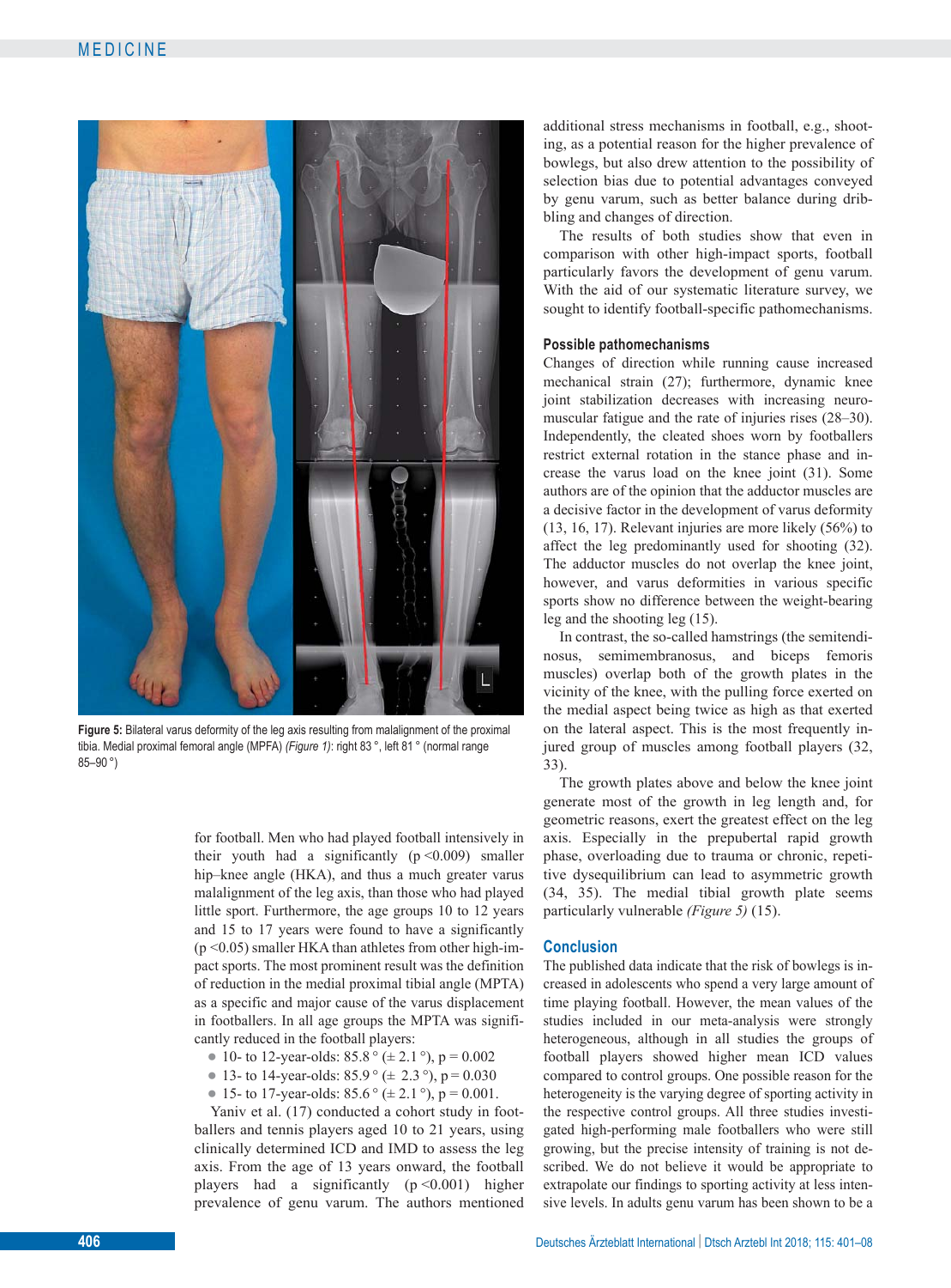Figure 5: Bilateral varus deformity of the leg axis resulting from malalignment of the proximal tibia. Medial proximal femoral angle (MPFA) *(Figure 1)*: right 83 °, left 81 ° (normal range 85–90 °)

for football. Men who had played football intensively in their youth had a significantly ($p < 0.009$) smaller hip–knee angle (HKA), and thus a much greater varus malalignment of the leg axis, than those who had played little sport. Furthermore, the age groups 10 to 12 years and 15 to 17 years were found to have a significantly ($p < 0.05$) smaller HKA than athletes from other high-impact sports. The most prominent result was the definition of reduction in the medial proximal tibial angle (MPTA) as a specific and major cause of the varus displacement in footballers. In all age groups the MPTA was significantly reduced in the football players:

- 10- to 12-year-olds: 85.8 ° (± 2.1 °), $p = 0.002$
- 13- to 14-year-olds: 85.9 ° (± 2.3 °), $p = 0.030$
- 15- to 17-year-olds: 85.6 ° (± 2.1 °), $p = 0.001$.

Yaniv et al. (17) conducted a cohort study in footballers and tennis players aged 10 to 21 years, using clinically determined ICD and IMD to assess the leg axis. From the age of 13 years onward, the football players had a significantly ($p < 0.001$) higher prevalence of genu varum. The authors mentioned additional stress mechanisms in football, e.g., shooting, as a potential reason for the higher prevalence of bowlegs, but also drew attention to the possibility of selection bias due to potential advantages conveyed by genu varum, such as better balance during dribbling and changes of direction.

The results of both studies show that even in comparison with other high-impact sports, football particularly favors the development of genu varum. With the aid of our systematic literature survey, we sought to identify football-specific pathomechanisms.

### Possible pathomechanisms

Changes of direction while running cause increased mechanical strain (27); furthermore, dynamic knee joint stabilization decreases with increasing neuromuscular fatigue and the rate of injuries rises (28–30). Independently, the cleated shoes worn by footballers restrict external rotation in the stance phase and increase the varus load on the knee joint (31). Some authors are of the opinion that the adductor muscles are a decisive factor in the development of varus deformity (13, 16, 17). Relevant injuries are more likely (56%) to affect the leg predominantly used for shooting (32). The adductor muscles do not overlap the knee joint, however, and varus deformities in various specific sports show no difference between the weight-bearing leg and the shooting leg (15).

In contrast, the so-called hamstrings (the semitendinosus, semimembranosus, and biceps femoris muscles) overlap both of the growth plates in the vicinity of the knee, with the pulling force exerted on the medial aspect being twice as high as that exerted on the lateral aspect. This is the most frequently injured group of muscles among football players (32, 33).

The growth plates above and below the knee joint generate most of the growth in leg length and, for geometric reasons, exert the greatest effect on the leg axis. Especially in the prepubertal rapid growth phase, overloading due to trauma or chronic, repetitive dysequilibrium can lead to asymmetric growth (34, 35). The medial tibial growth plate seems particularly vulnerable *(Figure 5)* (15).

## Conclusion

The published data indicate that the risk of bowlegs is increased in adolescents who spend a very large amount of time playing football. However, the mean values of the studies included in our meta-analysis were strongly heterogeneous, although in all studies the groups of football players showed higher mean ICD values compared to control groups. One possible reason for the heterogeneity is the varying degree of sporting activity in the respective control groups. All three studies investigated high-performing male footballers who were still growing, but the precise intensity of training is not described. We do not believe it would be appropriate to extrapolate our findings to sporting activity at less intensive levels. In adults genu varum has been shown to be a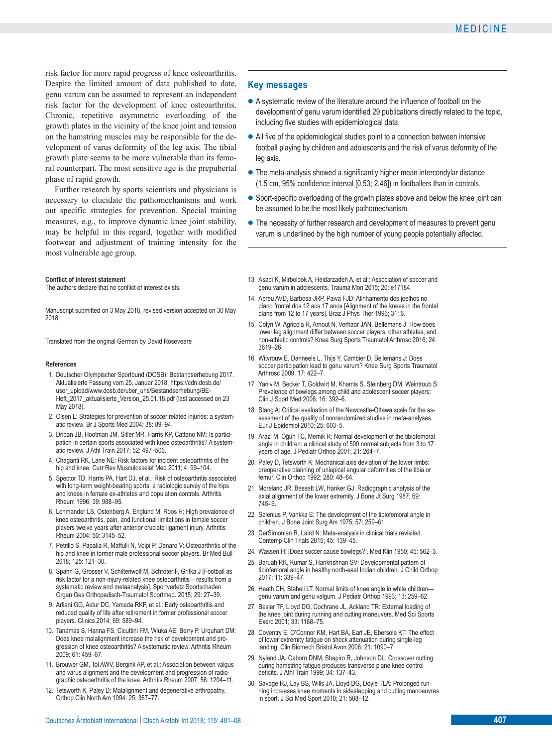risk factor for more rapid progress of knee osteoarthritis. Despite the limited amount of data published to date, genu varum can be assumed to represent an independent risk factor for the development of knee osteoarthritis. Chronic, repetitive asymmetric overloading of the growth plates in the vicinity of the knee joint and tension on the hamstring muscles may be responsible for the development of varus deformity of the leg axis. The tibial growth plate seems to be more vulnerable than its femoral counterpart. The most sensitive age is the prepubertal phase of rapid growth.

Further research by sports scientists and physicians is necessary to elucidate the pathomechanisms and work out specific strategies for prevention. Special training measures, e.g., to improve dynamic knee joint stability, may be helpful in this regard, together with modified footwear and adjustment of training intensity for the most vulnerable age group.

## Key messages

- A systematic review of the literature around the influence of football on the development of genu varum identified 29 publications directly related to the topic, including five studies with epidemiological data.
- All five of the epidemiological studies point to a connection between intensive football playing by children and adolescents and the risk of varus deformity of the leg axis.
- The meta-analysis showed a significantly higher mean intercondylar distance (1.5 cm, 95% confidence interval [0,53; 2,46]) in footballers than in controls.
- Sport-specific overloading of the growth plates above and below the knee joint can be assumed to be the most likely pathomechanism.
- The necessity of further research and development of measures to prevent genu varum is underlined by the high number of young people potentially affected.

**Conflict of interest statement**
The authors declare that no conflict of interest exists.

Manuscript submitted on 3 May 2018, revised version accepted on 30 May 2018

Translated from the original German by David Roseveare

**References**

1. Deutscher Olympischer Sportbund (DOSB): Bestandserhebung 2017. Aktualisierte Fassung vom 25. Januar 2018. https://cdn.dosb.de/user_upload/www.dosb.de/uber_uns/Bestandserhebung/BE-Heft_2017_aktualisierte_Version_25.01.18.pdf (last accessed on 23 May 2018).
2. Olsen L: Strategies for prevention of soccer related injuries: a systematic review. Br J Sports Med 2004; 38: 89–94.
3. Driban JB, Hootman JM, Sitler MR, Harris KP, Cattano NM: Is participation in certain sports associated with knee osteoarthritis? A systematic review. J Athl Train 2017; 52: 497–506.
4. Chaganti RK, Lane NE: Risk factors for incident osteoarthritis of the hip and knee. Curr Rev Musculoskelet Med 2011; 4: 99–104.
5. Spector TD, Harris PA, Hart DJ, et al.: Risk of osteoarthritis associated with long-term weight-bearing sports: a radiologic survey of the hips and knees in female ex-athletes and population controls. Arthritis Rheum 1996; 39: 988–95.
6. Lohmander LS, Ostenberg A, Englund M, Roos H: High prevalence of knee osteoarthritis, pain, and functional limitations in female soccer players twelve years after anterior cruciate ligament injury. Arthritis Rheum 2004; 50: 3145–52.
7. Petrillo S, Papalia R, Maffulli N, Volpi P, Denaro V: Osteoarthritis of the hip and knee in former male professional soccer players. Br Med Bull 2018; 125: 121–30.
8. Spahn G, Grosser V, Schiltenwolf M, Schröter F, Grifka J [Football as risk factor for a non-injury-related knee osteoarthritis – results from a systematic review and metaanalysis]. Sportverletz Sportschaden Organ Ges Orthopadisch-Traumatol Sportmed. 2015; 29: 27–39.
9. Arliani GG, Astur DC, Yamada RKF, et al.: Early osteoarthritis and reduced quality of life after retirement in former professional soccer players. Clinics 2014; 69: 589–94.
10. Tanamas S, Hanna FS, Cicuttini FM, Wluka AE, Berry P, Urquhart DM: Does knee malalignment increase the risk of development and progression of knee osteoarthritis? A systematic review. Arthritis Rheum 2009; 61: 459–67.
11. Brouwer GM, Tol AWV, Bergink AP, et al.: Association between valgus and varus alignment and the development and progression of radiographic osteoarthritis of the knee. Arthritis Rheum 2007; 56: 1204–11.
12. Tetsworth K, Paley D: Malalignment and degenerative arthropathy. Orthop Clin North Am 1994; 25: 367–77.
13. Asadi K, Mirbolook A, Heidarzadeh A, et al.: Association of soccer and genu varum in adolescents. Trauma Mon 2015; 20: e17184.
14. Abreu AVD, Barbosa JRP, Paiva FJD: Alinhamento dos joelhos no plano frontal dos 12 aos 17 anos [Alignment of the knees in the frontal plane from 12 to 17 years]. Braz J Phys Ther 1996; 31: 6.
15. Colyn W, Agricola R, Arnout N, Verhaar JAN, Bellemans J: How does lower leg alignment differ between soccer players, other athletes, and non-athletic controls? Knee Surg Sports Traumatol Arthrosc 2016; 24: 3619–26.
16. Witvrouw E, Danneels L, Thijs Y, Cambier D, Bellemans J: Does soccer participation lead to genu varum? Knee Surg Sports Traumatol Arthrosc 2009; 17: 422–7.
17. Yaniv M, Becker T, Goldwirt M, Khamis S, Steinberg DM, Weintroub S: Prevalence of bowlegs among child and adolescent soccer players: Clin J Sport Med 2006; 16: 392–6.
18. Stang A: Critical evaluation of the Newcastle-Ottawa scale for the assessment of the quality of nonrandomized studies in meta-analyses. Eur J Epidemiol 2010; 25: 603–5.
19. Arazi M, Öğün TC, Memik R: Normal development of the tibiofemoral angle in children: a clinical study of 590 normal subjects from 3 to 17 years of age. J Pediatr Orthop 2001; 21: 264–7.
20. Paley D, Tetsworth K: Mechanical axis deviation of the lower limbs: preoperative planning of uniapical angular deformities of the tibia or femur. Clin Orthop 1992; 280: 48–64.
21. Moreland JR, Bassett LW, Hanker GJ: Radiographic analysis of the axial alignment of the lower extremity. J Bone Jt Surg 1987; 69: 745–9.
22. Salenius P, Vankka E: The development of the tibiofemoral angle in children. J Bone Joint Surg Am 1975; 57: 259–61.
23. DerSimonian R, Laird N: Meta-analysis in clinical trials revisited. Contemp Clin Trials 2015; 45: 139–45.
24. Wassen H: [Does soccer cause bowlegs?]. Med Klin 1950; 45: 562–3.
25. Baruah RK, Kumar S, Harikrishnan SV: Developmental pattern of tibiofemoral angle in healthy north-east Indian children. J Child Orthop 2017; 11: 339–47.
26. Heath CH, Staheli LT: Normal limits of knee angle in white children—genu varum and genu valgum. J Pediatr Orthop 1993; 13: 259–62.
27. Besier TF, Lloyd DG, Cochrane JL, Ackland TR: External loading of the knee joint during running and cutting maneuvers. Med Sci Sports Exerc 2001; 33: 1168–75.
28. Coventry E, O'Connor KM, Hart BA, Earl JE, Ebersole KT: The effect of lower extremity fatigue on shock attenuation during single-leg landing. Clin Biomech Bristol Avon 2006; 21: 1090–7.
29. Nyland JA, Caborn DNM, Shapiro R, Johnson DL: Crossover cutting during hamstring fatigue produces transverse plane knee control deficits. J Athl Train 1999; 34: 137–43.
30. Savage RJ, Lay BS, Wills JA, Lloyd DG, Doyle TLA: Prolonged running increases knee moments in sidestepping and cutting manoeuvres in sport. J Sci Med Sport 2018; 21: 508–12.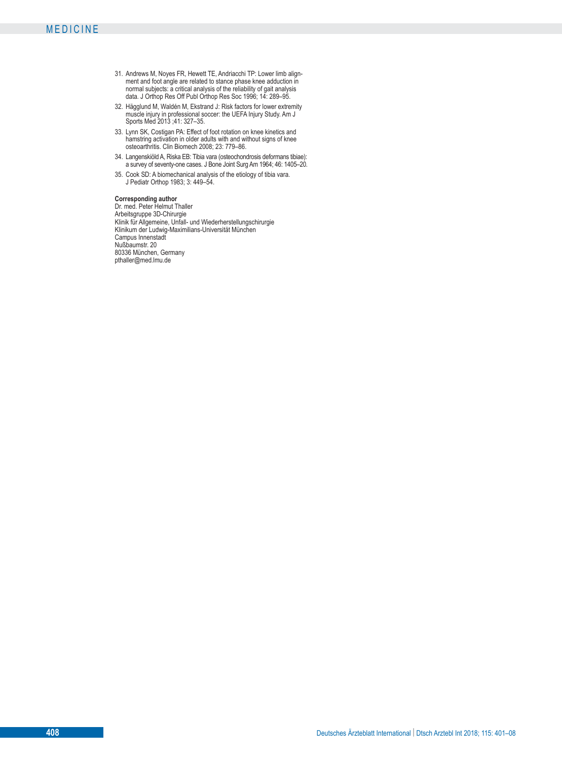31. Andrews M, Noyes FR, Hewett TE, Andriacchi TP: Lower limb alignment and foot angle are related to stance phase knee adduction in normal subjects: a critical analysis of the reliability of gait analysis data. J Orthop Res Off Publ Orthop Res Soc 1996; 14: 289–95.
32. Hägglund M, Waldén M, Ekstrand J: Risk factors for lower extremity muscle injury in professional soccer: the UEFA Injury Study. Am J Sports Med 2013 ;41: 327–35.
33. Lynn SK, Costigan PA: Effect of foot rotation on knee kinetics and hamstring activation in older adults with and without signs of knee osteoarthritis. Clin Biomech 2008; 23: 779–86.
34. Langenskiöld A, Riska EB: Tibia vara (osteochondrosis deformans tibiae): a survey of seventy-one cases. J Bone Joint Surg Am 1964; 46: 1405–20.
35. Cook SD: A biomechanical analysis of the etiology of tibia vara. J Pediatr Orthop 1983; 3: 449–54.

**Corresponding author**
Dr. med. Peter Helmut Thaller
Arbeitsgruppe 3D-Chirurgie
Klinik für Allgemeine, Unfall- und Wiederherstellungschirurgie
Klinikum der Ludwig-Maximilians-Universität München
Campus Innenstadt
Nußbaumstr. 20
80336 München, Germany
pthaller@med.lmu.de